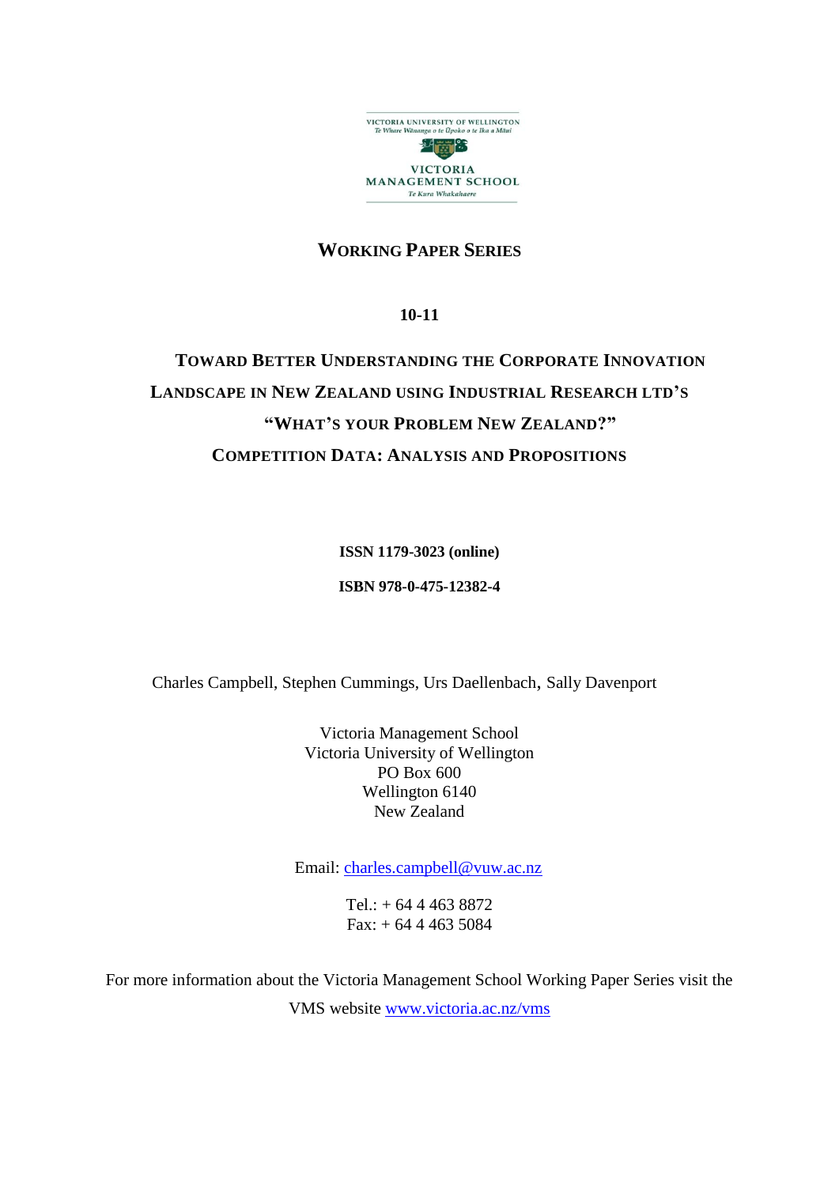VICTORIA UNIVERSITY OF WELLINGTON
*Te Whare Wānanga o te Ūpoko o te Ika a Māui*

VICTORIA
MANAGEMENT SCHOOL
*Te Kura Whakahaere*

**WORKING PAPER SERIES**

**10-11**

# TOWARD BETTER UNDERSTANDING THE CORPORATE INNOVATION LANDSCAPE IN NEW ZEALAND USING INDUSTRIAL RESEARCH LTD'S "WHAT'S YOUR PROBLEM NEW ZEALAND?" COMPETITION DATA: ANALYSIS AND PROPOSITIONS

**ISSN 1179-3023 (online)**

**ISBN 978-0-475-12382-4**

Charles Campbell, Stephen Cummings, Urs Daellenbach, Sally Davenport

Victoria Management School
Victoria University of Wellington
PO Box 600
Wellington 6140
New Zealand

Email: charles.campbell@vuw.ac.nz

Tel.: + 64 4 463 8872
Fax: + 64 4 463 5084

For more information about the Victoria Management School Working Paper Series visit the VMS website www.victoria.ac.nz/vms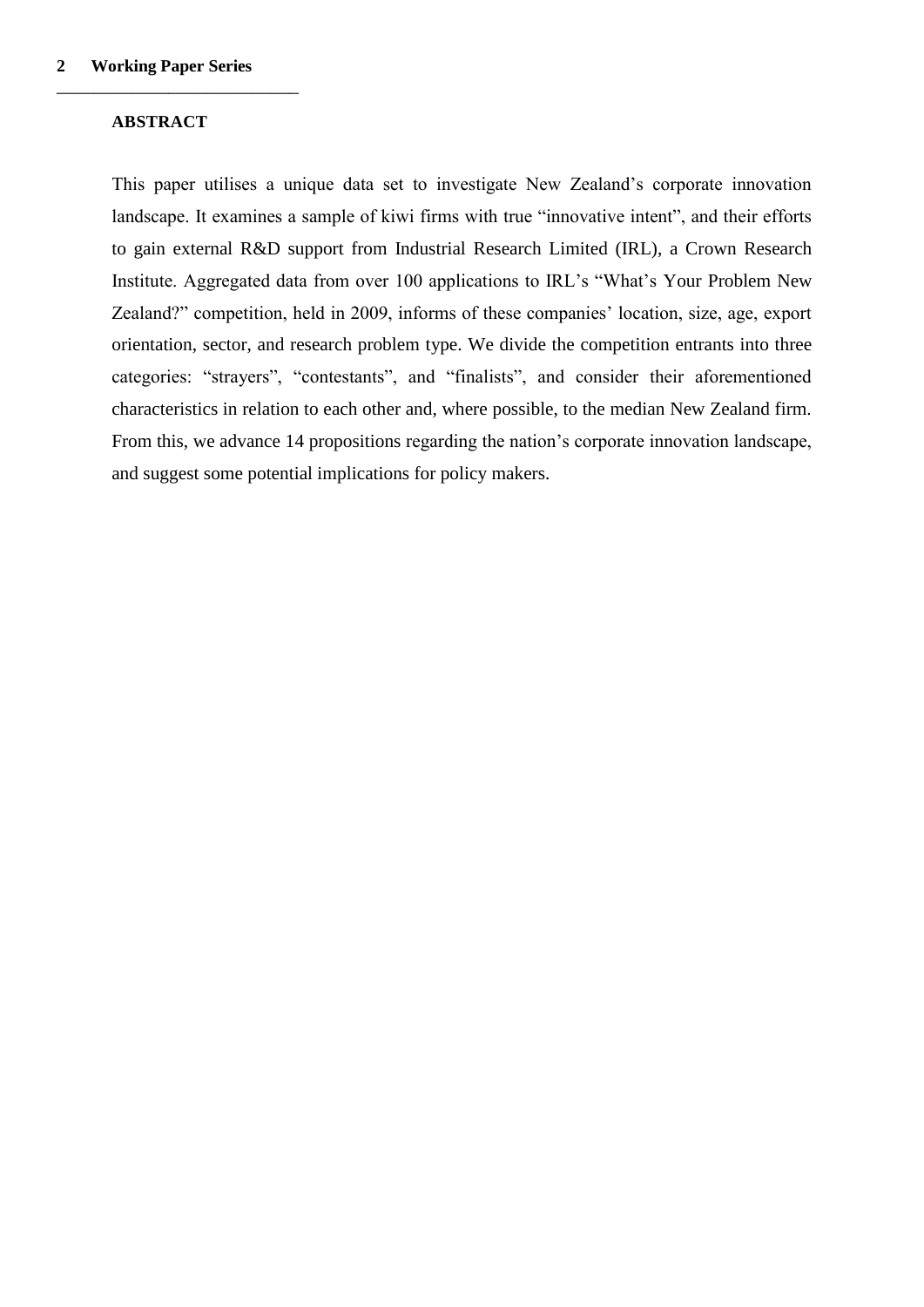**ABSTRACT**

This paper utilises a unique data set to investigate New Zealand's corporate innovation landscape. It examines a sample of kiwi firms with true "innovative intent", and their efforts to gain external R&D support from Industrial Research Limited (IRL), a Crown Research Institute. Aggregated data from over 100 applications to IRL's "What's Your Problem New Zealand?" competition, held in 2009, informs of these companies' location, size, age, export orientation, sector, and research problem type. We divide the competition entrants into three categories: "strayers", "contestants", and "finalists", and consider their aforementioned characteristics in relation to each other and, where possible, to the median New Zealand firm. From this, we advance 14 propositions regarding the nation's corporate innovation landscape, and suggest some potential implications for policy makers.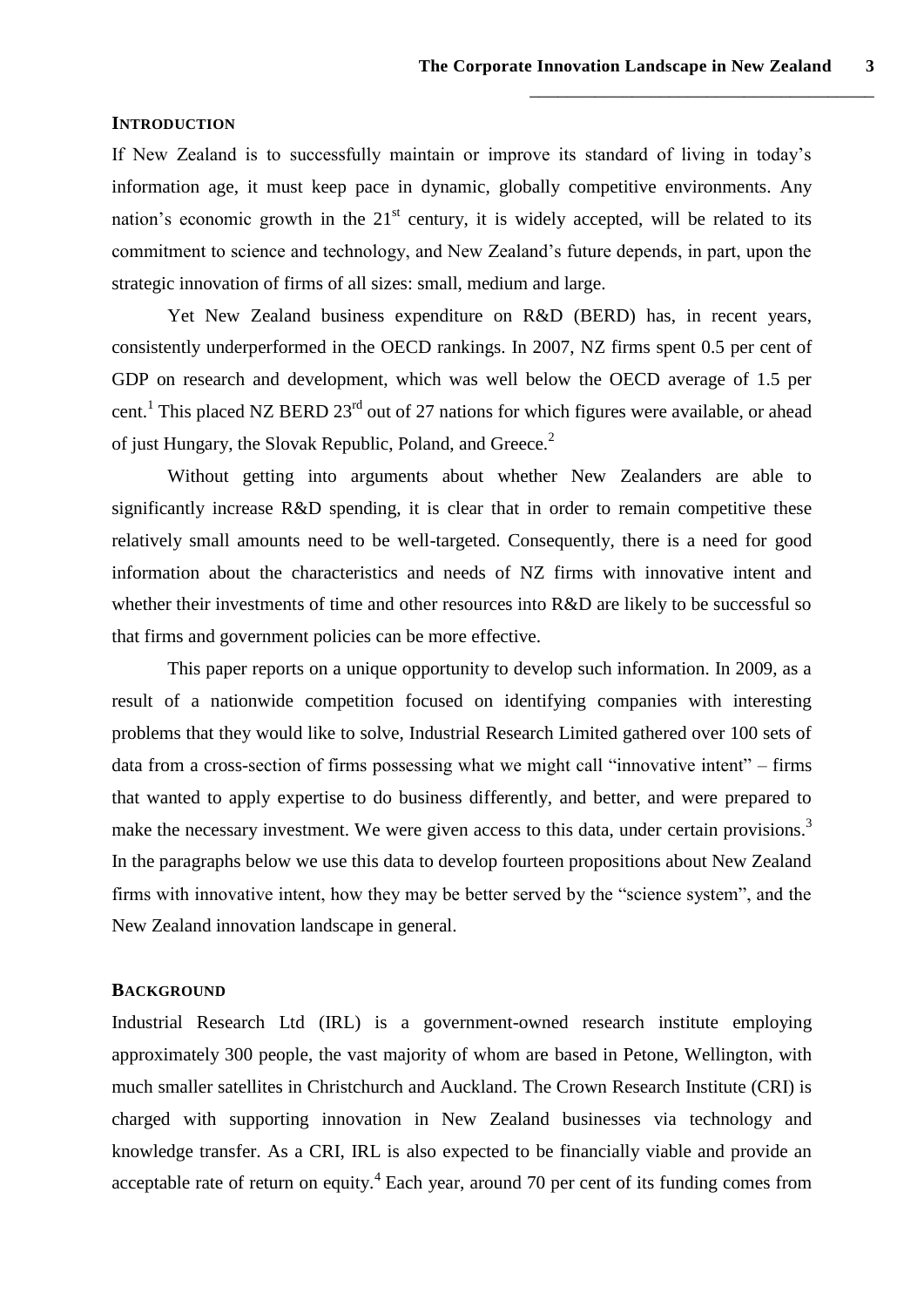## INTRODUCTION

If New Zealand is to successfully maintain or improve its standard of living in today's information age, it must keep pace in dynamic, globally competitive environments. Any nation's economic growth in the 21st century, it is widely accepted, will be related to its commitment to science and technology, and New Zealand's future depends, in part, upon the strategic innovation of firms of all sizes: small, medium and large.

Yet New Zealand business expenditure on R&D (BERD) has, in recent years, consistently underperformed in the OECD rankings. In 2007, NZ firms spent 0.5 per cent of GDP on research and development, which was well below the OECD average of 1.5 per cent.[1] This placed NZ BERD 23rd out of 27 nations for which figures were available, or ahead of just Hungary, the Slovak Republic, Poland, and Greece.[2]

Without getting into arguments about whether New Zealanders are able to significantly increase R&D spending, it is clear that in order to remain competitive these relatively small amounts need to be well-targeted. Consequently, there is a need for good information about the characteristics and needs of NZ firms with innovative intent and whether their investments of time and other resources into R&D are likely to be successful so that firms and government policies can be more effective.

This paper reports on a unique opportunity to develop such information. In 2009, as a result of a nationwide competition focused on identifying companies with interesting problems that they would like to solve, Industrial Research Limited gathered over 100 sets of data from a cross-section of firms possessing what we might call "innovative intent" – firms that wanted to apply expertise to do business differently, and better, and were prepared to make the necessary investment. We were given access to this data, under certain provisions.[3] In the paragraphs below we use this data to develop fourteen propositions about New Zealand firms with innovative intent, how they may be better served by the "science system", and the New Zealand innovation landscape in general.

## BACKGROUND

Industrial Research Ltd (IRL) is a government-owned research institute employing approximately 300 people, the vast majority of whom are based in Petone, Wellington, with much smaller satellites in Christchurch and Auckland. The Crown Research Institute (CRI) is charged with supporting innovation in New Zealand businesses via technology and knowledge transfer. As a CRI, IRL is also expected to be financially viable and provide an acceptable rate of return on equity.[4] Each year, around 70 per cent of its funding comes from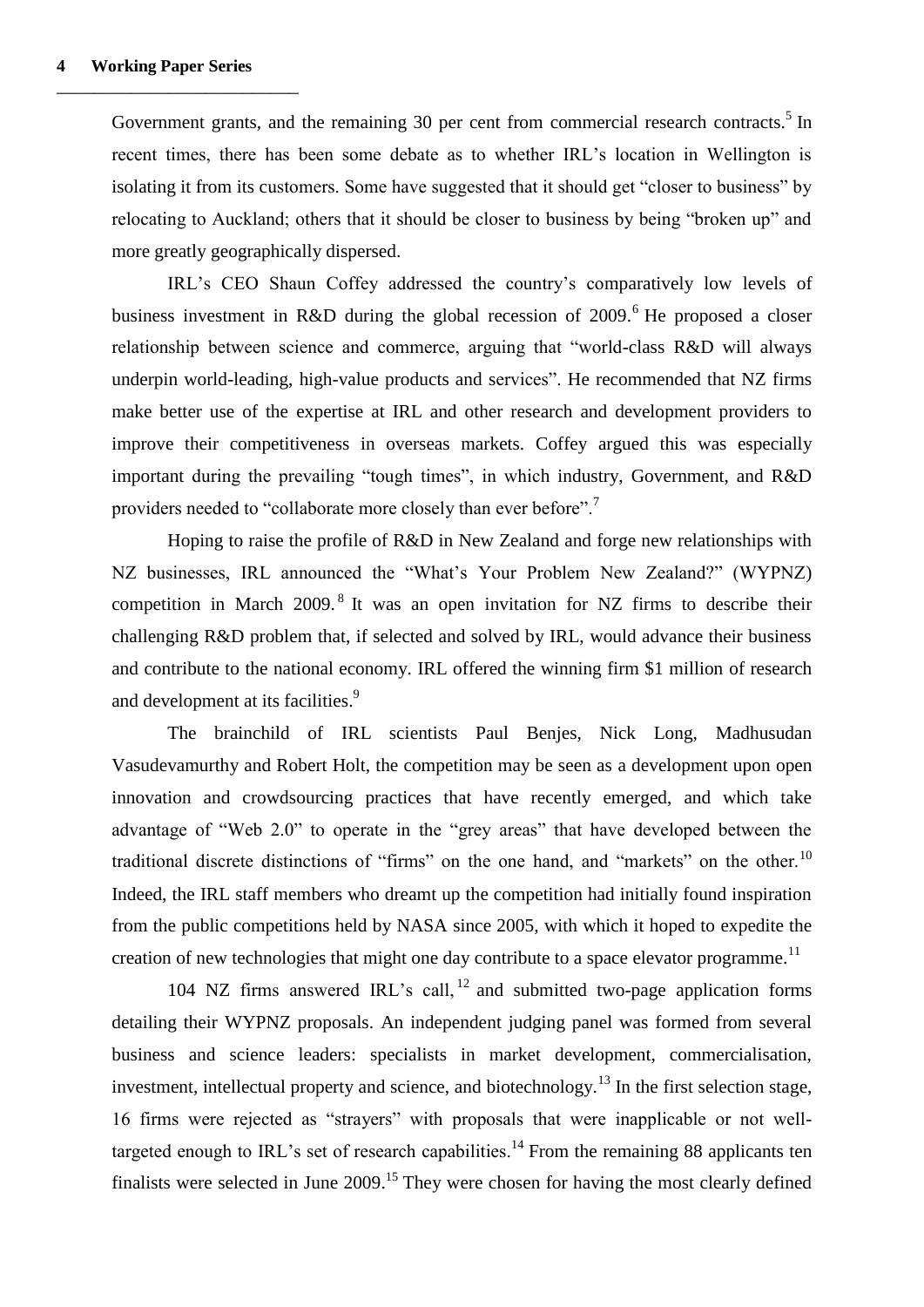Government grants, and the remaining 30 per cent from commercial research contracts.[5] In recent times, there has been some debate as to whether IRL's location in Wellington is isolating it from its customers. Some have suggested that it should get "closer to business" by relocating to Auckland; others that it should be closer to business by being "broken up" and more greatly geographically dispersed.

IRL's CEO Shaun Coffey addressed the country's comparatively low levels of business investment in R&D during the global recession of 2009.[6] He proposed a closer relationship between science and commerce, arguing that "world-class R&D will always underpin world-leading, high-value products and services". He recommended that NZ firms make better use of the expertise at IRL and other research and development providers to improve their competitiveness in overseas markets. Coffey argued this was especially important during the prevailing "tough times", in which industry, Government, and R&D providers needed to "collaborate more closely than ever before".[7]

Hoping to raise the profile of R&D in New Zealand and forge new relationships with NZ businesses, IRL announced the "What's Your Problem New Zealand?" (WYPNZ) competition in March 2009.[8] It was an open invitation for NZ firms to describe their challenging R&D problem that, if selected and solved by IRL, would advance their business and contribute to the national economy. IRL offered the winning firm \$1 million of research and development at its facilities.[9]

The brainchild of IRL scientists Paul Benjes, Nick Long, Madhusudan Vasudevamurthy and Robert Holt, the competition may be seen as a development upon open innovation and crowdsourcing practices that have recently emerged, and which take advantage of "Web 2.0" to operate in the "grey areas" that have developed between the traditional discrete distinctions of "firms" on the one hand, and "markets" on the other.[10] Indeed, the IRL staff members who dreamt up the competition had initially found inspiration from the public competitions held by NASA since 2005, with which it hoped to expedite the creation of new technologies that might one day contribute to a space elevator programme.[11]

104 NZ firms answered IRL's call,[12] and submitted two-page application forms detailing their WYPNZ proposals. An independent judging panel was formed from several business and science leaders: specialists in market development, commercialisation, investment, intellectual property and science, and biotechnology.[13] In the first selection stage, 16 firms were rejected as "strayers" with proposals that were inapplicable or not well-targeted enough to IRL's set of research capabilities.[14] From the remaining 88 applicants ten finalists were selected in June 2009.[15] They were chosen for having the most clearly defined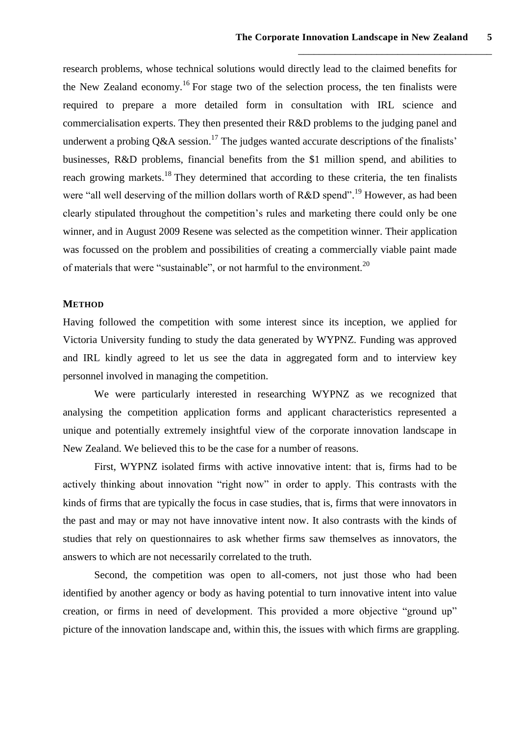research problems, whose technical solutions would directly lead to the claimed benefits for the New Zealand economy.[16] For stage two of the selection process, the ten finalists were required to prepare a more detailed form in consultation with IRL science and commercialisation experts. They then presented their R&D problems to the judging panel and underwent a probing Q&A session.[17] The judges wanted accurate descriptions of the finalists' businesses, R&D problems, financial benefits from the $1 million spend, and abilities to reach growing markets.[18] They determined that according to these criteria, the ten finalists were "all well deserving of the million dollars worth of R&D spend".[19] However, as had been clearly stipulated throughout the competition's rules and marketing there could only be one winner, and in August 2009 Resene was selected as the competition winner. Their application was focussed on the problem and possibilities of creating a commercially viable paint made of materials that were "sustainable", or not harmful to the environment.[20]

## METHOD

Having followed the competition with some interest since its inception, we applied for Victoria University funding to study the data generated by WYPNZ. Funding was approved and IRL kindly agreed to let us see the data in aggregated form and to interview key personnel involved in managing the competition.

We were particularly interested in researching WYPNZ as we recognized that analysing the competition application forms and applicant characteristics represented a unique and potentially extremely insightful view of the corporate innovation landscape in New Zealand. We believed this to be the case for a number of reasons.

First, WYPNZ isolated firms with active innovative intent: that is, firms had to be actively thinking about innovation "right now" in order to apply. This contrasts with the kinds of firms that are typically the focus in case studies, that is, firms that were innovators in the past and may or may not have innovative intent now. It also contrasts with the kinds of studies that rely on questionnaires to ask whether firms saw themselves as innovators, the answers to which are not necessarily correlated to the truth.

Second, the competition was open to all-comers, not just those who had been identified by another agency or body as having potential to turn innovative intent into value creation, or firms in need of development. This provided a more objective "ground up" picture of the innovation landscape and, within this, the issues with which firms are grappling.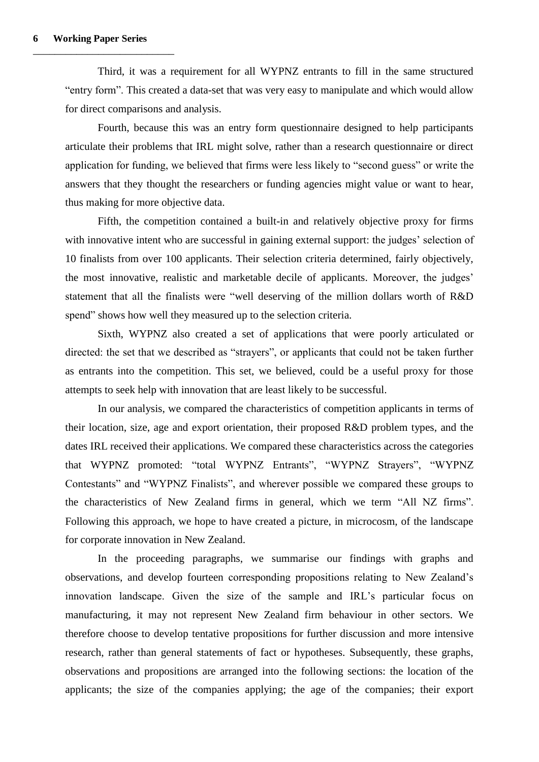Third, it was a requirement for all WYPNZ entrants to fill in the same structured "entry form". This created a data-set that was very easy to manipulate and which would allow for direct comparisons and analysis.

Fourth, because this was an entry form questionnaire designed to help participants articulate their problems that IRL might solve, rather than a research questionnaire or direct application for funding, we believed that firms were less likely to "second guess" or write the answers that they thought the researchers or funding agencies might value or want to hear, thus making for more objective data.

Fifth, the competition contained a built-in and relatively objective proxy for firms with innovative intent who are successful in gaining external support: the judges' selection of 10 finalists from over 100 applicants. Their selection criteria determined, fairly objectively, the most innovative, realistic and marketable decile of applicants. Moreover, the judges' statement that all the finalists were "well deserving of the million dollars worth of R&D spend" shows how well they measured up to the selection criteria.

Sixth, WYPNZ also created a set of applications that were poorly articulated or directed: the set that we described as "strayers", or applicants that could not be taken further as entrants into the competition. This set, we believed, could be a useful proxy for those attempts to seek help with innovation that are least likely to be successful.

In our analysis, we compared the characteristics of competition applicants in terms of their location, size, age and export orientation, their proposed R&D problem types, and the dates IRL received their applications. We compared these characteristics across the categories that WYPNZ promoted: "total WYPNZ Entrants", "WYPNZ Strayers", "WYPNZ Contestants" and "WYPNZ Finalists", and wherever possible we compared these groups to the characteristics of New Zealand firms in general, which we term "All NZ firms". Following this approach, we hope to have created a picture, in microcosm, of the landscape for corporate innovation in New Zealand.

In the proceeding paragraphs, we summarise our findings with graphs and observations, and develop fourteen corresponding propositions relating to New Zealand's innovation landscape. Given the size of the sample and IRL's particular focus on manufacturing, it may not represent New Zealand firm behaviour in other sectors. We therefore choose to develop tentative propositions for further discussion and more intensive research, rather than general statements of fact or hypotheses. Subsequently, these graphs, observations and propositions are arranged into the following sections: the location of the applicants; the size of the companies applying; the age of the companies; their export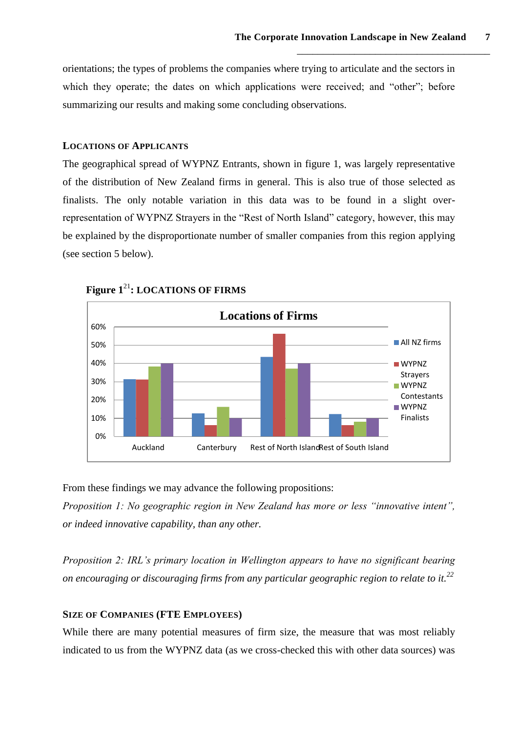orientations; the types of problems the companies where trying to articulate and the sectors in which they operate; the dates on which applications were received; and "other"; before summarizing our results and making some concluding observations.

## LOCATIONS OF APPLICANTS

The geographical spread of WYPNZ Entrants, shown in figure 1, was largely representative of the distribution of New Zealand firms in general. This is also true of those selected as finalists. The only notable variation in this data was to be found in a slight over-representation of WYPNZ Strayers in the "Rest of North Island" category, however, this may be explained by the disproportionate number of smaller companies from this region applying (see section 5 below).

**Figure 1[21]: LOCATIONS OF FIRMS**

From these findings we may advance the following propositions:

*Proposition 1: No geographic region in New Zealand has more or less "innovative intent", or indeed innovative capability, than any other.*

*Proposition 2: IRL's primary location in Wellington appears to have no significant bearing on encouraging or discouraging firms from any particular geographic region to relate to it.*[22]

## SIZE OF COMPANIES (FTE EMPLOYEES)

While there are many potential measures of firm size, the measure that was most reliably indicated to us from the WYPNZ data (as we cross-checked this with other data sources) was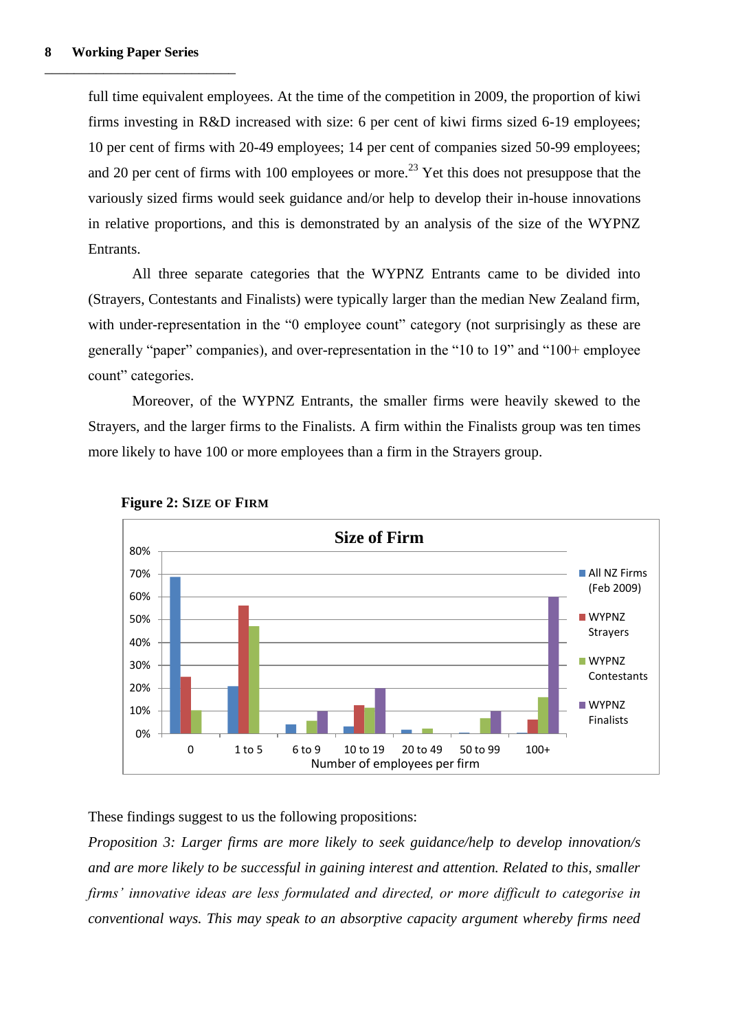full time equivalent employees. At the time of the competition in 2009, the proportion of kiwi firms investing in R&D increased with size: 6 per cent of kiwi firms sized 6-19 employees; 10 per cent of firms with 20-49 employees; 14 per cent of companies sized 50-99 employees; and 20 per cent of firms with 100 employees or more.[23] Yet this does not presuppose that the variously sized firms would seek guidance and/or help to develop their in-house innovations in relative proportions, and this is demonstrated by an analysis of the size of the WYPNZ Entrants.

All three separate categories that the WYPNZ Entrants came to be divided into (Strayers, Contestants and Finalists) were typically larger than the median New Zealand firm, with under-representation in the "0 employee count" category (not surprisingly as these are generally "paper" companies), and over-representation in the "10 to 19" and "100+ employee count" categories.

Moreover, of the WYPNZ Entrants, the smaller firms were heavily skewed to the Strayers, and the larger firms to the Finalists. A firm within the Finalists group was ten times more likely to have 100 or more employees than a firm in the Strayers group.

**Figure 2: SIZE OF FIRM**

These findings suggest to us the following propositions:

*Proposition 3: Larger firms are more likely to seek guidance/help to develop innovation/s and are more likely to be successful in gaining interest and attention. Related to this, smaller firms' innovative ideas are less formulated and directed, or more difficult to categorise in conventional ways. This may speak to an absorptive capacity argument whereby firms need*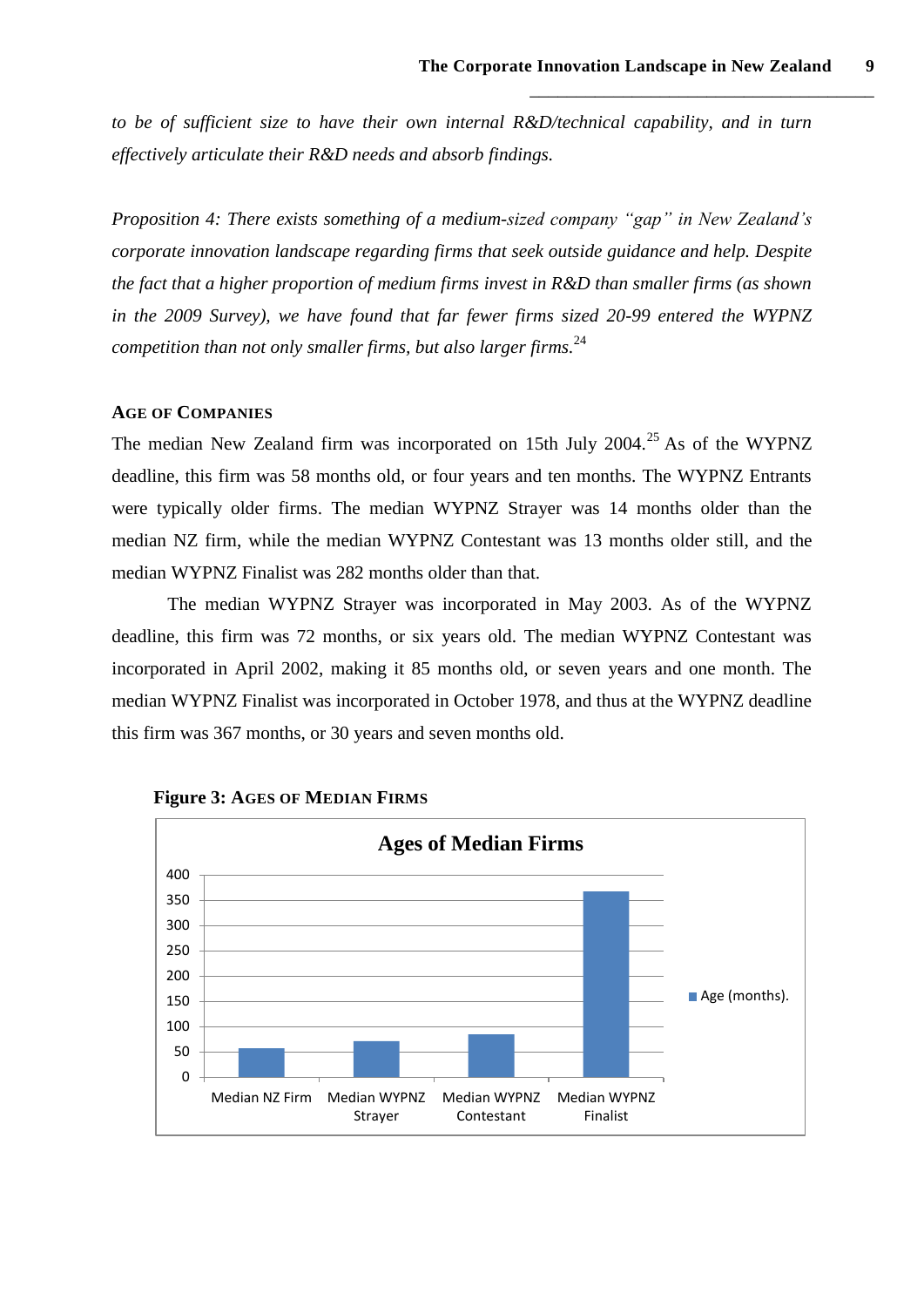*to be of sufficient size to have their own internal R&D/technical capability, and in turn effectively articulate their R&D needs and absorb findings.*

*Proposition 4: There exists something of a medium-sized company "gap" in New Zealand's corporate innovation landscape regarding firms that seek outside guidance and help. Despite the fact that a higher proportion of medium firms invest in R&D than smaller firms (as shown in the 2009 Survey), we have found that far fewer firms sized 20-99 entered the WYPNZ competition than not only smaller firms, but also larger firms.*[24]

### AGE OF COMPANIES

The median New Zealand firm was incorporated on 15th July 2004.[25] As of the WYPNZ deadline, this firm was 58 months old, or four years and ten months. The WYPNZ Entrants were typically older firms. The median WYPNZ Strayer was 14 months older than the median NZ firm, while the median WYPNZ Contestant was 13 months older still, and the median WYPNZ Finalist was 282 months older than that.

The median WYPNZ Strayer was incorporated in May 2003. As of the WYPNZ deadline, this firm was 72 months, or six years old. The median WYPNZ Contestant was incorporated in April 2002, making it 85 months old, or seven years and one month. The median WYPNZ Finalist was incorporated in October 1978, and thus at the WYPNZ deadline this firm was 367 months, or 30 years and seven months old.

**Figure 3: AGES OF MEDIAN FIRMS**

Ages of Median Firms

| | Age (months). |
|---|---|
| Median NZ Firm | 58 |
| Median WYPNZ Strayer | 72 |
| Median WYPNZ Contestant | 85 |
| Median WYPNZ Finalist | 367 |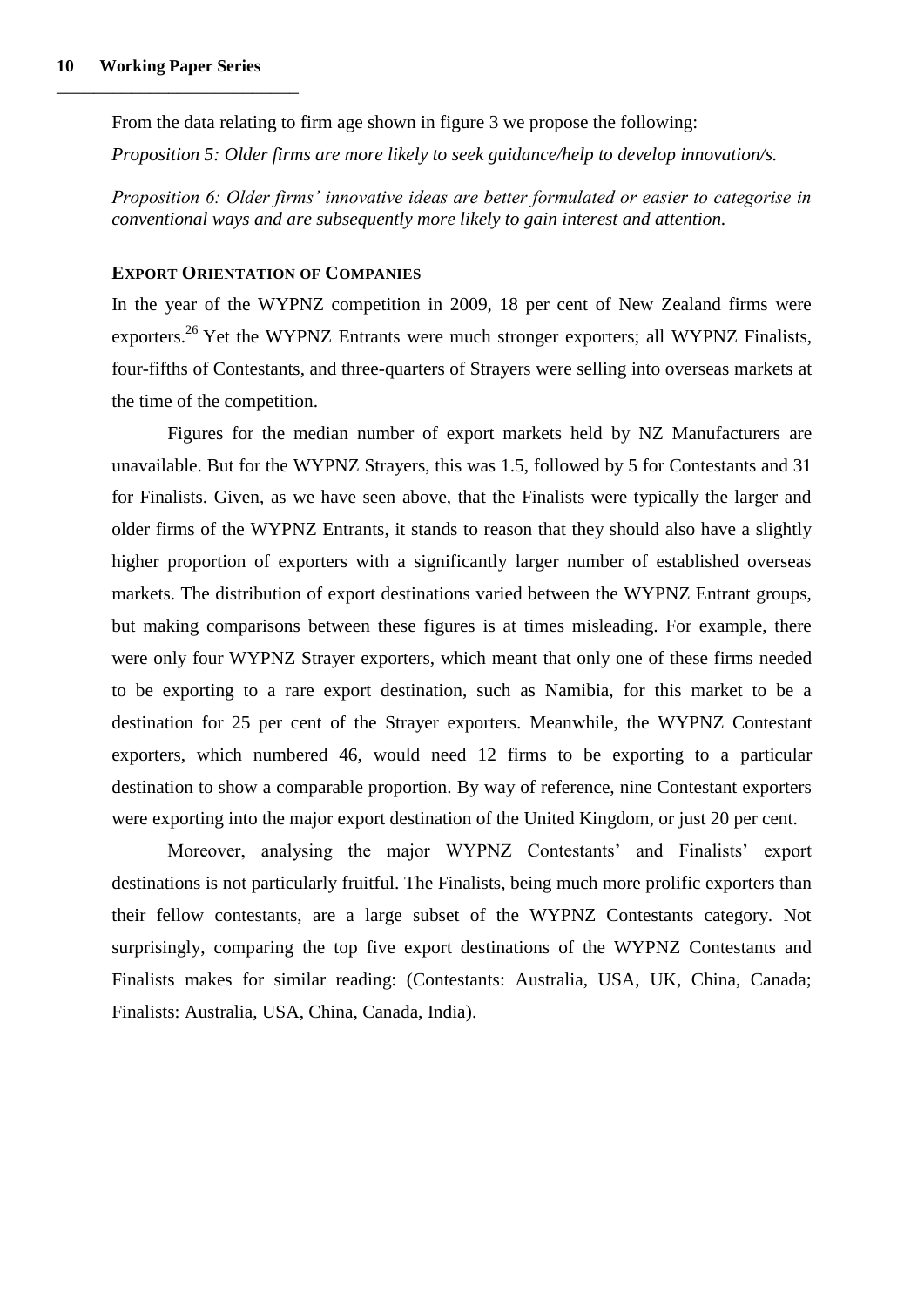From the data relating to firm age shown in figure 3 we propose the following:

*Proposition 5: Older firms are more likely to seek guidance/help to develop innovation/s.*

*Proposition 6: Older firms' innovative ideas are better formulated or easier to categorise in conventional ways and are subsequently more likely to gain interest and attention.*

## EXPORT ORIENTATION OF COMPANIES

In the year of the WYPNZ competition in 2009, 18 per cent of New Zealand firms were exporters.[26] Yet the WYPNZ Entrants were much stronger exporters; all WYPNZ Finalists, four-fifths of Contestants, and three-quarters of Strayers were selling into overseas markets at the time of the competition.

Figures for the median number of export markets held by NZ Manufacturers are unavailable. But for the WYPNZ Strayers, this was 1.5, followed by 5 for Contestants and 31 for Finalists. Given, as we have seen above, that the Finalists were typically the larger and older firms of the WYPNZ Entrants, it stands to reason that they should also have a slightly higher proportion of exporters with a significantly larger number of established overseas markets. The distribution of export destinations varied between the WYPNZ Entrant groups, but making comparisons between these figures is at times misleading. For example, there were only four WYPNZ Strayer exporters, which meant that only one of these firms needed to be exporting to a rare export destination, such as Namibia, for this market to be a destination for 25 per cent of the Strayer exporters. Meanwhile, the WYPNZ Contestant exporters, which numbered 46, would need 12 firms to be exporting to a particular destination to show a comparable proportion. By way of reference, nine Contestant exporters were exporting into the major export destination of the United Kingdom, or just 20 per cent.

Moreover, analysing the major WYPNZ Contestants' and Finalists' export destinations is not particularly fruitful. The Finalists, being much more prolific exporters than their fellow contestants, are a large subset of the WYPNZ Contestants category. Not surprisingly, comparing the top five export destinations of the WYPNZ Contestants and Finalists makes for similar reading: (Contestants: Australia, USA, UK, China, Canada; Finalists: Australia, USA, China, Canada, India).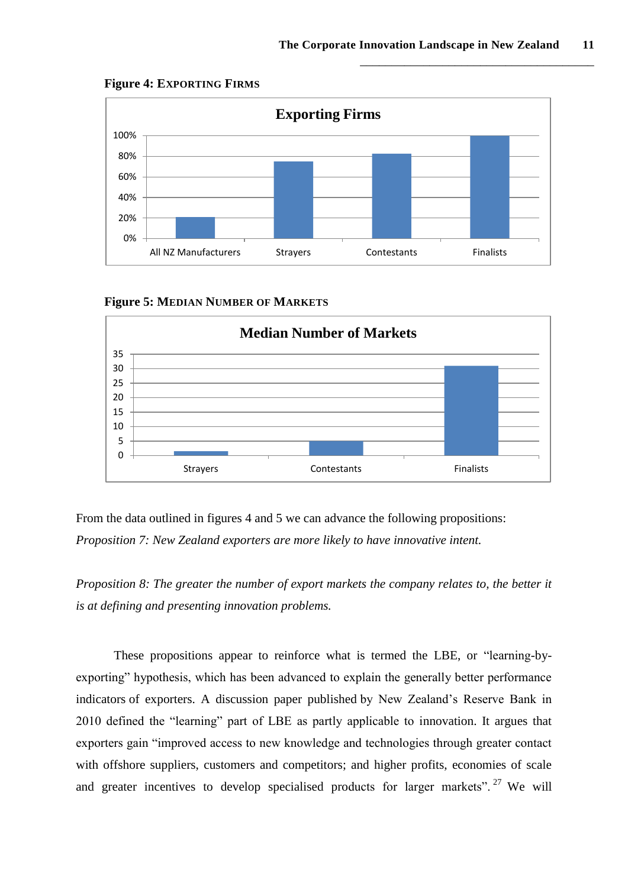**Figure 4: EXPORTING FIRMS**

**Figure 5: MEDIAN NUMBER OF MARKETS**

From the data outlined in figures 4 and 5 we can advance the following propositions:

*Proposition 7: New Zealand exporters are more likely to have innovative intent.*

*Proposition 8: The greater the number of export markets the company relates to, the better it is at defining and presenting innovation problems.*

These propositions appear to reinforce what is termed the LBE, or "learning-by-exporting" hypothesis, which has been advanced to explain the generally better performance indicators of exporters. A discussion paper published by New Zealand's Reserve Bank in 2010 defined the "learning" part of LBE as partly applicable to innovation. It argues that exporters gain "improved access to new knowledge and technologies through greater contact with offshore suppliers, customers and competitors; and higher profits, economies of scale and greater incentives to develop specialised products for larger markets".[27] We will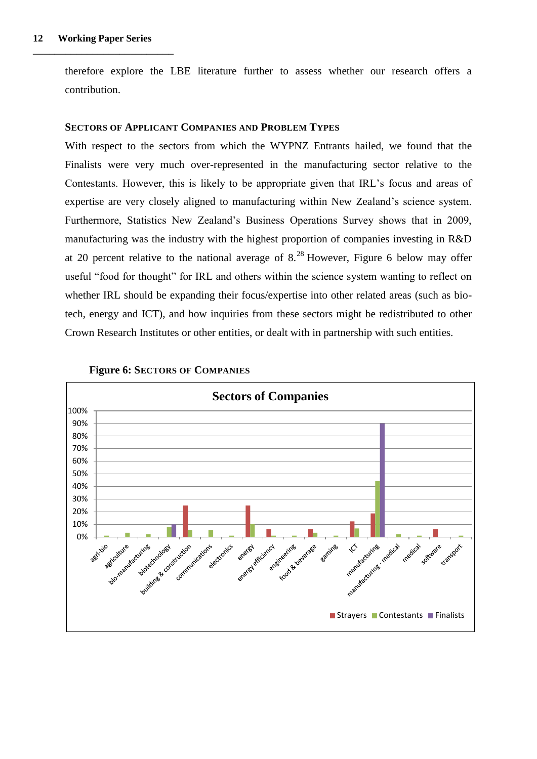therefore explore the LBE literature further to assess whether our research offers a contribution.

### Sectors of Applicant Companies and Problem Types

With respect to the sectors from which the WYPNZ Entrants hailed, we found that the Finalists were very much over-represented in the manufacturing sector relative to the Contestants. However, this is likely to be appropriate given that IRL's focus and areas of expertise are very closely aligned to manufacturing within New Zealand's science system. Furthermore, Statistics New Zealand's Business Operations Survey shows that in 2009, manufacturing was the industry with the highest proportion of companies investing in R&D at 20 percent relative to the national average of 8.[28] However, Figure 6 below may offer useful "food for thought" for IRL and others within the science system wanting to reflect on whether IRL should be expanding their focus/expertise into other related areas (such as bio-tech, energy and ICT), and how inquiries from these sectors might be redistributed to other Crown Research Institutes or other entities, or dealt with in partnership with such entities.

**Figure 6: Sectors of Companies**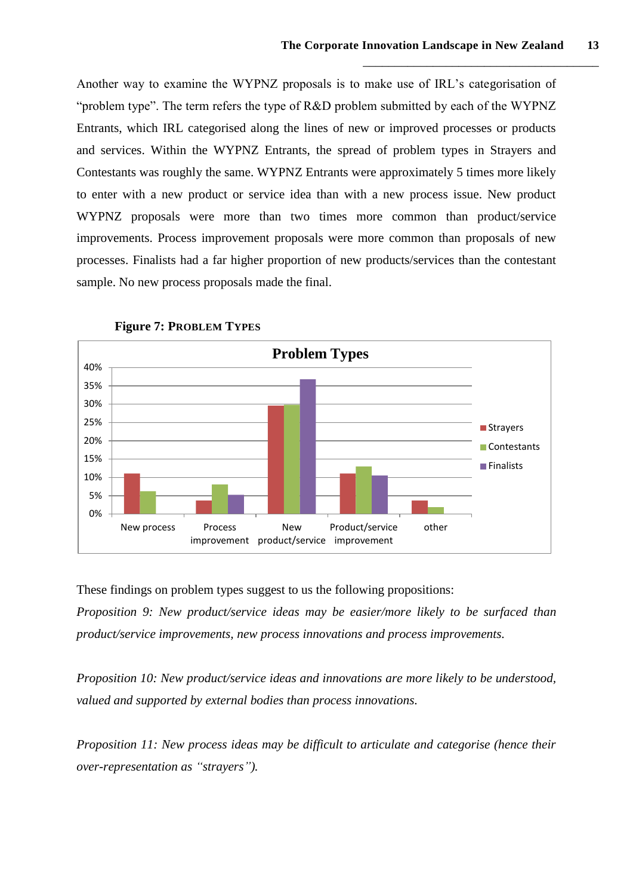Another way to examine the WYPNZ proposals is to make use of IRL's categorisation of "problem type". The term refers the type of R&D problem submitted by each of the WYPNZ Entrants, which IRL categorised along the lines of new or improved processes or products and services. Within the WYPNZ Entrants, the spread of problem types in Strayers and Contestants was roughly the same. WYPNZ Entrants were approximately 5 times more likely to enter with a new product or service idea than with a new process issue. New product WYPNZ proposals were more than two times more common than product/service improvements. Process improvement proposals were more common than proposals of new processes. Finalists had a far higher proportion of new products/services than the contestant sample. No new process proposals made the final.

**Figure 7: PROBLEM TYPES**

These findings on problem types suggest to us the following propositions:

*Proposition 9: New product/service ideas may be easier/more likely to be surfaced than product/service improvements, new process innovations and process improvements.*

*Proposition 10: New product/service ideas and innovations are more likely to be understood, valued and supported by external bodies than process innovations.*

*Proposition 11: New process ideas may be difficult to articulate and categorise (hence their over-representation as "strayers").*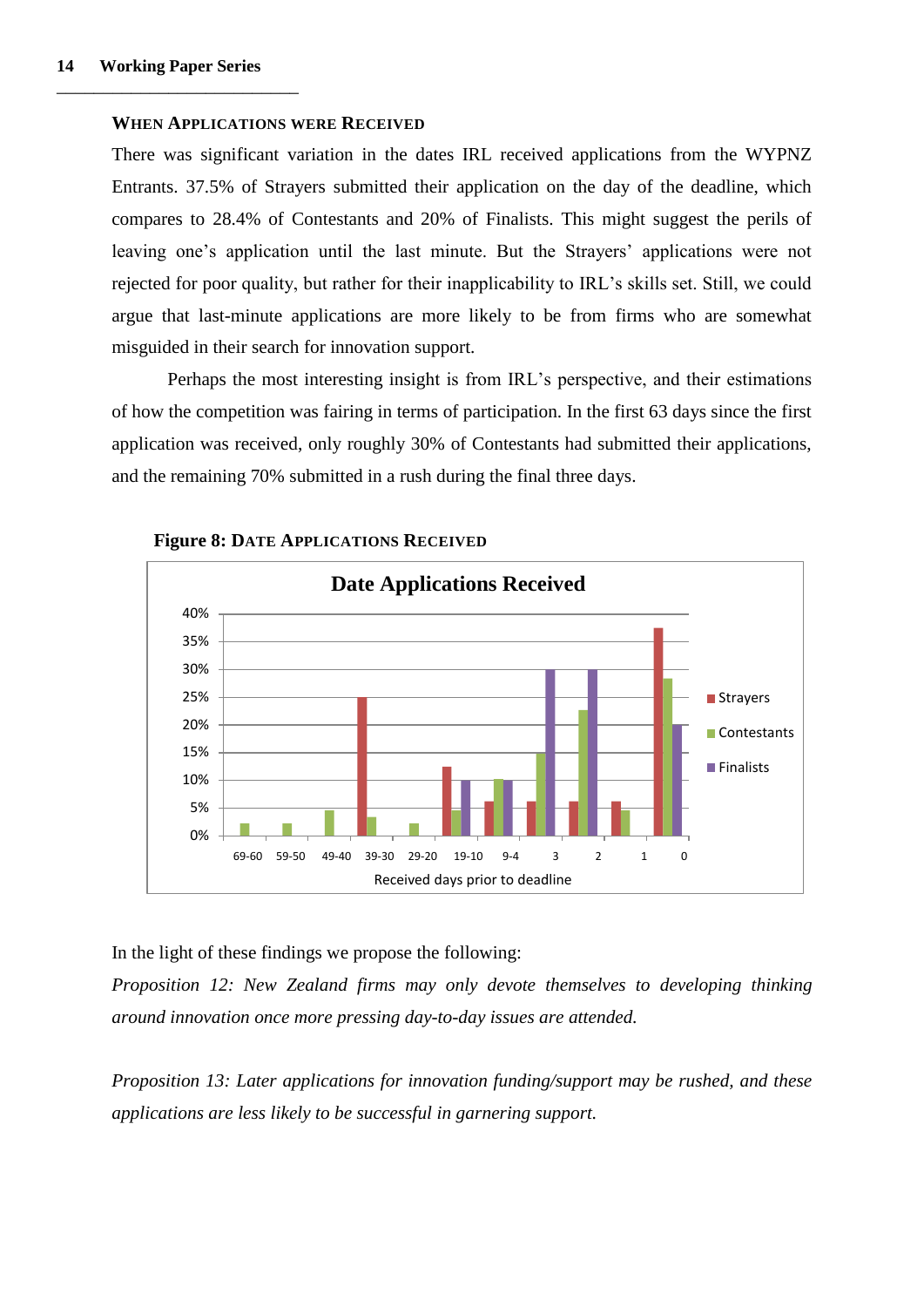### When Applications were Received

There was significant variation in the dates IRL received applications from the WYPNZ Entrants. 37.5% of Strayers submitted their application on the day of the deadline, which compares to 28.4% of Contestants and 20% of Finalists. This might suggest the perils of leaving one's application until the last minute. But the Strayers' applications were not rejected for poor quality, but rather for their inapplicability to IRL's skills set. Still, we could argue that last-minute applications are more likely to be from firms who are somewhat misguided in their search for innovation support.

Perhaps the most interesting insight is from IRL's perspective, and their estimations of how the competition was fairing in terms of participation. In the first 63 days since the first application was received, only roughly 30% of Contestants had submitted their applications, and the remaining 70% submitted in a rush during the final three days.

**Figure 8: Date Applications Received**

In the light of these findings we propose the following:

*Proposition 12: New Zealand firms may only devote themselves to developing thinking around innovation once more pressing day-to-day issues are attended.*

*Proposition 13: Later applications for innovation funding/support may be rushed, and these applications are less likely to be successful in garnering support.*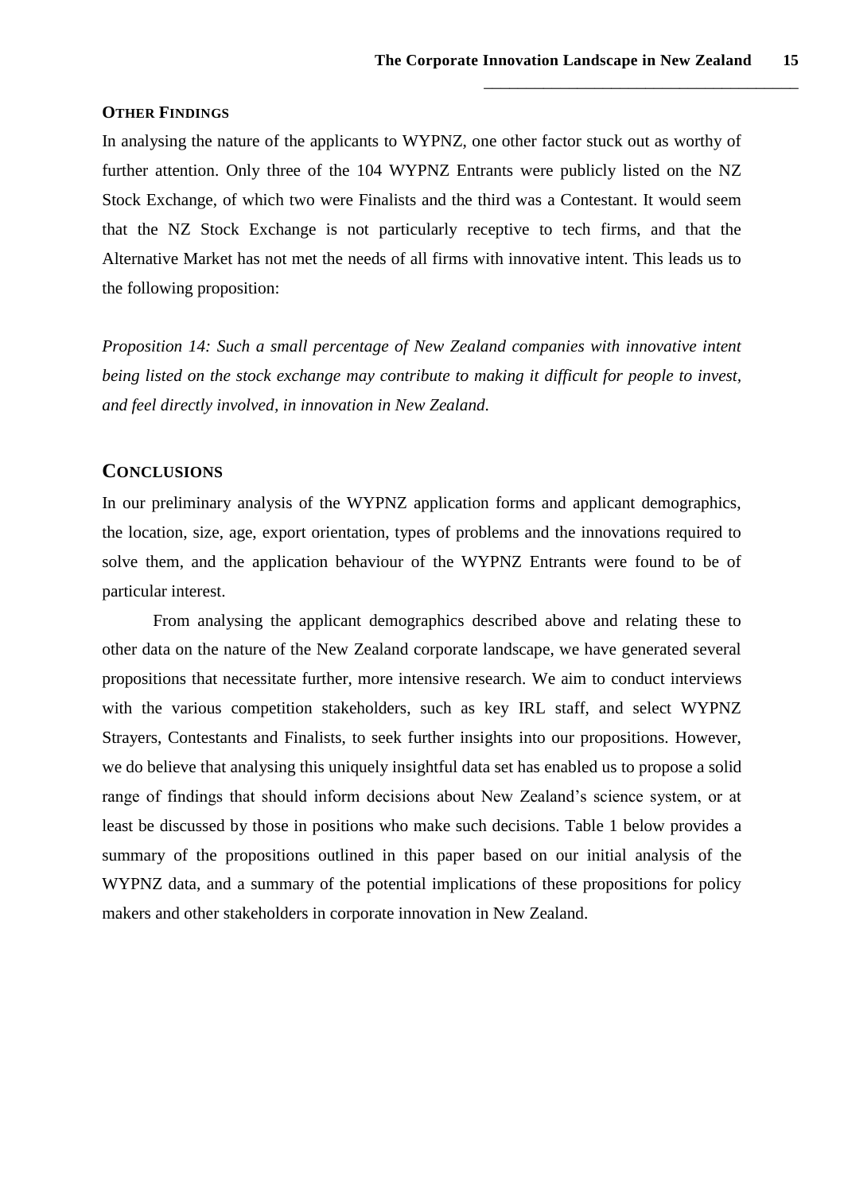### OTHER FINDINGS

In analysing the nature of the applicants to WYPNZ, one other factor stuck out as worthy of further attention. Only three of the 104 WYPNZ Entrants were publicly listed on the NZ Stock Exchange, of which two were Finalists and the third was a Contestant. It would seem that the NZ Stock Exchange is not particularly receptive to tech firms, and that the Alternative Market has not met the needs of all firms with innovative intent. This leads us to the following proposition:

*Proposition 14: Such a small percentage of New Zealand companies with innovative intent being listed on the stock exchange may contribute to making it difficult for people to invest, and feel directly involved, in innovation in New Zealand.*

## CONCLUSIONS

In our preliminary analysis of the WYPNZ application forms and applicant demographics, the location, size, age, export orientation, types of problems and the innovations required to solve them, and the application behaviour of the WYPNZ Entrants were found to be of particular interest.

From analysing the applicant demographics described above and relating these to other data on the nature of the New Zealand corporate landscape, we have generated several propositions that necessitate further, more intensive research. We aim to conduct interviews with the various competition stakeholders, such as key IRL staff, and select WYPNZ Strayers, Contestants and Finalists, to seek further insights into our propositions. However, we do believe that analysing this uniquely insightful data set has enabled us to propose a solid range of findings that should inform decisions about New Zealand's science system, or at least be discussed by those in positions who make such decisions. Table 1 below provides a summary of the propositions outlined in this paper based on our initial analysis of the WYPNZ data, and a summary of the potential implications of these propositions for policy makers and other stakeholders in corporate innovation in New Zealand.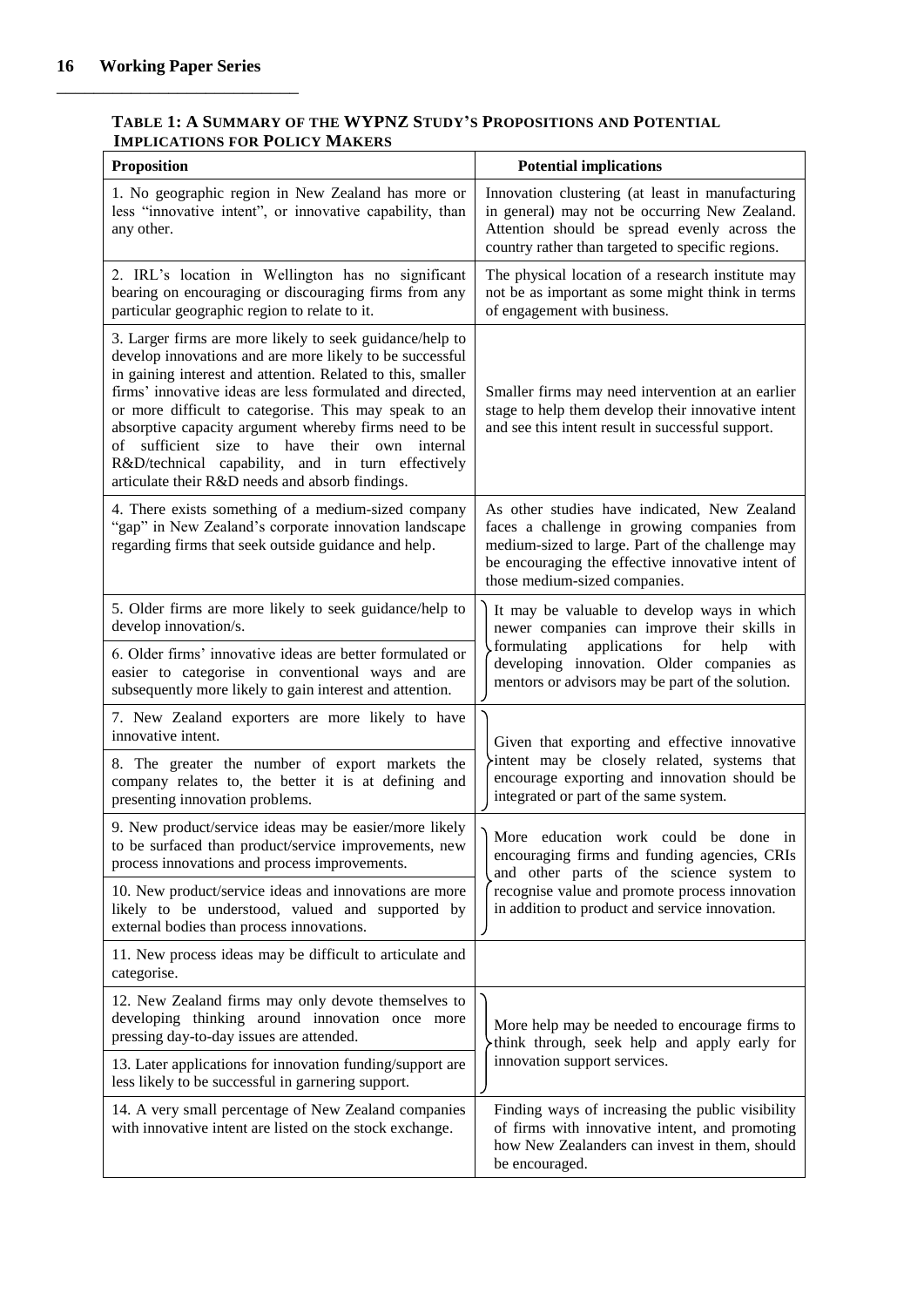**TABLE 1: A SUMMARY OF THE WYPNZ STUDY'S PROPOSITIONS AND POTENTIAL IMPLICATIONS FOR POLICY MAKERS**

| Proposition | Potential implications |
|---|---|
| 1. No geographic region in New Zealand has more or less "innovative intent", or innovative capability, than any other. | Innovation clustering (at least in manufacturing in general) may not be occurring New Zealand. Attention should be spread evenly across the country rather than targeted to specific regions. |
| 2. IRL's location in Wellington has no significant bearing on encouraging or discouraging firms from any particular geographic region to relate to it. | The physical location of a research institute may not be as important as some might think in terms of engagement with business. |
| 3. Larger firms are more likely to seek guidance/help to develop innovations and are more likely to be successful in gaining interest and attention. Related to this, smaller firms' innovative ideas are less formulated and directed, or more difficult to categorise. This may speak to an absorptive capacity argument whereby firms need to be of sufficient size to have their own internal R&D/technical capability, and in turn effectively articulate their R&D needs and absorb findings. | Smaller firms may need intervention at an earlier stage to help them develop their innovative intent and see this intent result in successful support. |
| 4. There exists something of a medium-sized company "gap" in New Zealand's corporate innovation landscape regarding firms that seek outside guidance and help. | As other studies have indicated, New Zealand faces a challenge in growing companies from medium-sized to large. Part of the challenge may be encouraging the effective innovative intent of those medium-sized companies. |
| 5. Older firms are more likely to seek guidance/help to develop innovation/s. | It may be valuable to develop ways in which newer companies can improve their skills in formulating applications for help with developing innovation. Older companies as mentors or advisors may be part of the solution. |
| 6. Older firms' innovative ideas are better formulated or easier to categorise in conventional ways and are subsequently more likely to gain interest and attention. | |
| 7. New Zealand exporters are more likely to have innovative intent. | Given that exporting and effective innovative intent may be closely related, systems that encourage exporting and innovation should be integrated or part of the same system. |
| 8. The greater the number of export markets the company relates to, the better it is at defining and presenting innovation problems. | |
| 9. New product/service ideas may be easier/more likely to be surfaced than product/service improvements, new process innovations and process improvements. | More education work could be done in encouraging firms and funding agencies, CRIs and other parts of the science system to recognise value and promote process innovation in addition to product and service innovation. |
| 10. New product/service ideas and innovations are more likely to be understood, valued and supported by external bodies than process innovations. | |
| 11. New process ideas may be difficult to articulate and categorise. | |
| 12. New Zealand firms may only devote themselves to developing thinking around innovation once more pressing day-to-day issues are attended. | More help may be needed to encourage firms to think through, seek help and apply early for innovation support services. |
| 13. Later applications for innovation funding/support are less likely to be successful in garnering support. | |
| 14. A very small percentage of New Zealand companies with innovative intent are listed on the stock exchange. | Finding ways of increasing the public visibility of firms with innovative intent, and promoting how New Zealanders can invest in them, should be encouraged. |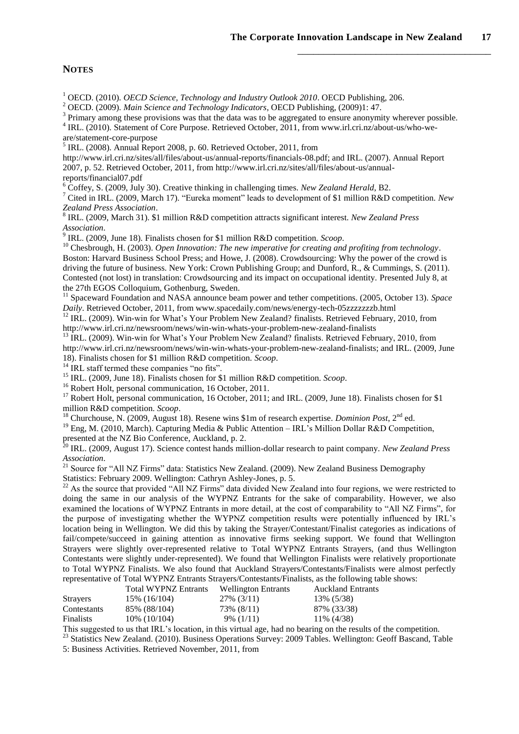## NOTES

[1] OECD. (2010). *OECD Science, Technology and Industry Outlook 2010*. OECD Publishing, 206.

[2] OECD. (2009). *Main Science and Technology Indicators*, OECD Publishing, (2009)1: 47.

[3] Primary among these provisions was that the data was to be aggregated to ensure anonymity wherever possible.

[4] IRL. (2010). Statement of Core Purpose. Retrieved October, 2011, from www.irl.cri.nz/about-us/who-we-are/statement-core-purpose

[5] IRL. (2008). Annual Report 2008, p. 60. Retrieved October, 2011, from http://www.irl.cri.nz/sites/all/files/about-us/annual-reports/financials-08.pdf; and IRL. (2007). Annual Report 2007, p. 52. Retrieved October, 2011, from http://www.irl.cri.nz/sites/all/files/about-us/annual-reports/financial07.pdf

[6] Coffey, S. (2009, July 30). Creative thinking in challenging times. *New Zealand Herald*, B2.

[7] Cited in IRL. (2009, March 17). "Eureka moment" leads to development of $1 million R&D competition. *New Zealand Press Association*.

[8] IRL. (2009, March 31). $1 million R&D competition attracts significant interest. *New Zealand Press Association*.

[9] IRL. (2009, June 18). Finalists chosen for $1 million R&D competition. *Scoop*.

[10] Chesbrough, H. (2003). *Open Innovation: The new imperative for creating and profiting from technology*. Boston: Harvard Business School Press; and Howe, J. (2008). Crowdsourcing: Why the power of the crowd is driving the future of business. New York: Crown Publishing Group; and Dunford, R., & Cummings, S. (2011). Contested (not lost) in translation: Crowdsourcing and its impact on occupational identity. Presented July 8, at the 27th EGOS Colloquium, Gothenburg, Sweden.

[11] Spaceward Foundation and NASA announce beam power and tether competitions. (2005, October 13). *Space Daily*. Retrieved October, 2011, from www.spacedaily.com/news/energy-tech-05zzzzzzzb.html

[12] IRL. (2009). Win-win for What's Your Problem New Zealand? finalists. Retrieved February, 2010, from http://www.irl.cri.nz/newsroom/news/win-win-whats-your-problem-new-zealand-finalists

[13] IRL. (2009). Win-win for What's Your Problem New Zealand? finalists. Retrieved February, 2010, from http://www.irl.cri.nz/newsroom/news/win-win-whats-your-problem-new-zealand-finalists; and IRL. (2009, June 18). Finalists chosen for $1 million R&D competition. *Scoop*.

[14] IRL staff termed these companies "no fits".

[15] IRL. (2009, June 18). Finalists chosen for $1 million R&D competition. *Scoop*.

[16] Robert Holt, personal communication, 16 October, 2011.

[17] Robert Holt, personal communication, 16 October, 2011; and IRL. (2009, June 18). Finalists chosen for $1 million R&D competition. *Scoop*.

[18] Churchouse, N. (2009, August 18). Resene wins $1m of research expertise. *Dominion Post*, 2nd ed.

[19] Eng, M. (2010, March). Capturing Media & Public Attention – IRL's Million Dollar R&D Competition, presented at the NZ Bio Conference, Auckland, p. 2.

[20] IRL. (2009, August 17). Science contest hands million-dollar research to paint company. *New Zealand Press Association*.

[21] Source for "All NZ Firms" data: Statistics New Zealand. (2009). New Zealand Business Demography Statistics: February 2009. Wellington: Cathryn Ashley-Jones, p. 5.

[22] As the source that provided "All NZ Firms" data divided New Zealand into four regions, we were restricted to doing the same in our analysis of the WYPNZ Entrants for the sake of comparability. However, we also examined the locations of WYPNZ Entrants in more detail, at the cost of comparability to "All NZ Firms", for the purpose of investigating whether the WYPNZ competition results were potentially influenced by IRL's location being in Wellington. We did this by taking the Strayer/Contestant/Finalist categories as indications of fail/compete/succeed in gaining attention as innovative firms seeking support. We found that Wellington Strayers were slightly over-represented relative to Total WYPNZ Entrants Strayers, (and thus Wellington Contestants were slightly under-represented). We found that Wellington Finalists were relatively proportionate to Total WYPNZ Finalists. We also found that Auckland Strayers/Contestants/Finalists were almost perfectly representative of Total WYPNZ Entrants Strayers/Contestants/Finalists, as the following table shows:

| | Total WYPNZ Entrants | Wellington Entrants | Auckland Entrants |
|---|---|---|---|
| Strayers | 15% (16/104) | 27% (3/11) | 13% (5/38) |
| Contestants | 85% (88/104) | 73% (8/11) | 87% (33/38) |
| Finalists | 10% (10/104) | 9% (1/11) | 11% (4/38) |

This suggested to us that IRL's location, in this virtual age, had no bearing on the results of the competition.

[23] Statistics New Zealand. (2010). Business Operations Survey: 2009 Tables. Wellington: Geoff Bascand, Table 5: Business Activities. Retrieved November, 2011, from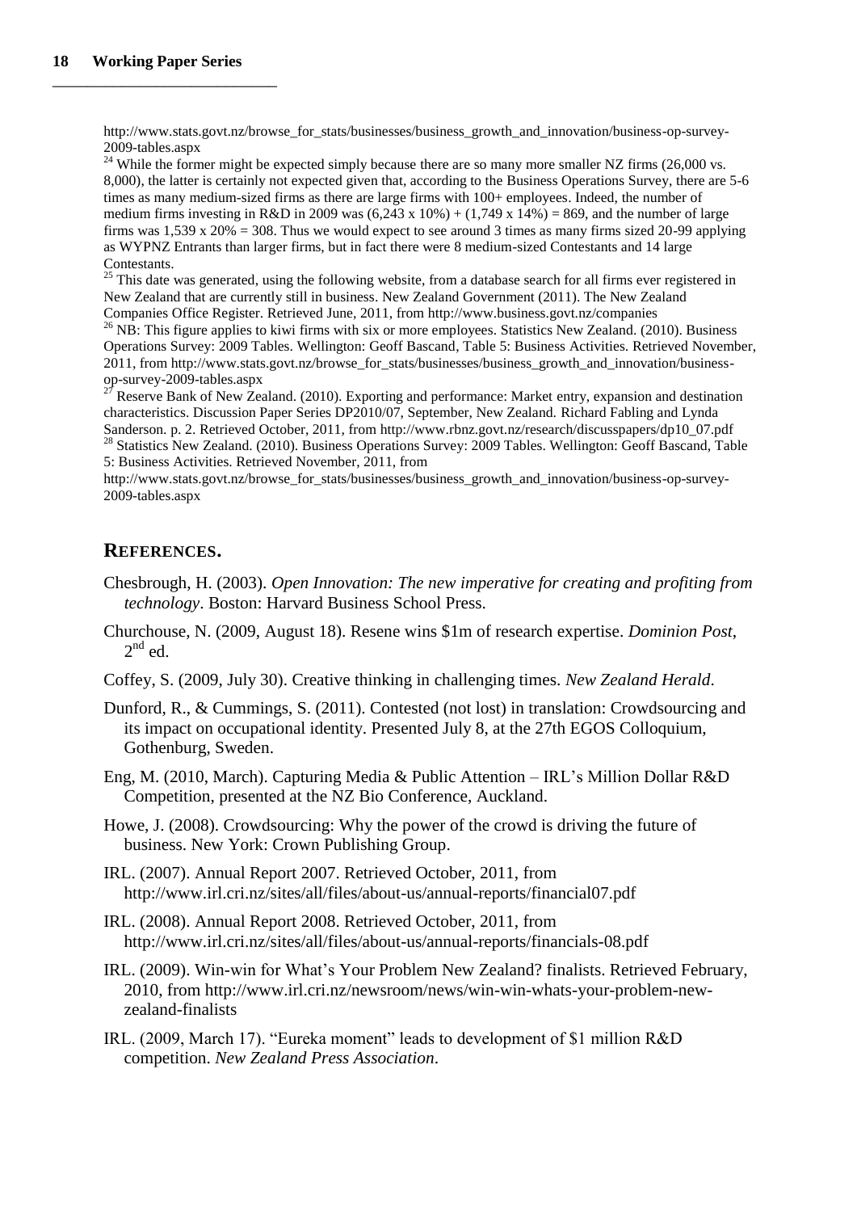http://www.stats.govt.nz/browse_for_stats/businesses/business_growth_and_innovation/business-op-survey-2009-tables.aspx

[24] While the former might be expected simply because there are so many more smaller NZ firms (26,000 vs. 8,000), the latter is certainly not expected given that, according to the Business Operations Survey, there are 5-6 times as many medium-sized firms as there are large firms with 100+ employees. Indeed, the number of medium firms investing in R&D in 2009 was (6,243 x 10%) + (1,749 x 14%) = 869, and the number of large firms was 1,539 x 20% = 308. Thus we would expect to see around 3 times as many firms sized 20-99 applying as WYPNZ Entrants than larger firms, but in fact there were 8 medium-sized Contestants and 14 large Contestants.

[25] This date was generated, using the following website, from a database search for all firms ever registered in New Zealand that are currently still in business. New Zealand Government (2011). The New Zealand Companies Office Register. Retrieved June, 2011, from http://www.business.govt.nz/companies

[26] NB: This figure applies to kiwi firms with six or more employees. Statistics New Zealand. (2010). Business Operations Survey: 2009 Tables. Wellington: Geoff Bascand, Table 5: Business Activities. Retrieved November, 2011, from http://www.stats.govt.nz/browse_for_stats/businesses/business_growth_and_innovation/business-op-survey-2009-tables.aspx

[27] Reserve Bank of New Zealand. (2010). Exporting and performance: Market entry, expansion and destination characteristics. Discussion Paper Series DP2010/07, September, New Zealand. Richard Fabling and Lynda Sanderson. p. 2. Retrieved October, 2011, from http://www.rbnz.govt.nz/research/discusspapers/dp10_07.pdf

[28] Statistics New Zealand. (2010). Business Operations Survey: 2009 Tables. Wellington: Geoff Bascand, Table 5: Business Activities. Retrieved November, 2011, from http://www.stats.govt.nz/browse_for_stats/businesses/business_growth_and_innovation/business-op-survey-2009-tables.aspx

## REFERENCES.

Chesbrough, H. (2003). *Open Innovation: The new imperative for creating and profiting from technology*. Boston: Harvard Business School Press.

Churchouse, N. (2009, August 18). Resene wins $1m of research expertise. *Dominion Post*, 2nd ed.

Coffey, S. (2009, July 30). Creative thinking in challenging times. *New Zealand Herald*.

Dunford, R., & Cummings, S. (2011). Contested (not lost) in translation: Crowdsourcing and its impact on occupational identity. Presented July 8, at the 27th EGOS Colloquium, Gothenburg, Sweden.

Eng, M. (2010, March). Capturing Media & Public Attention – IRL's Million Dollar R&D Competition, presented at the NZ Bio Conference, Auckland.

Howe, J. (2008). Crowdsourcing: Why the power of the crowd is driving the future of business. New York: Crown Publishing Group.

IRL. (2007). Annual Report 2007. Retrieved October, 2011, from http://www.irl.cri.nz/sites/all/files/about-us/annual-reports/financial07.pdf

IRL. (2008). Annual Report 2008. Retrieved October, 2011, from http://www.irl.cri.nz/sites/all/files/about-us/annual-reports/financials-08.pdf

IRL. (2009). Win-win for What's Your Problem New Zealand? finalists. Retrieved February, 2010, from http://www.irl.cri.nz/newsroom/news/win-win-whats-your-problem-new-zealand-finalists

IRL. (2009, March 17). "Eureka moment" leads to development of $1 million R&D competition. *New Zealand Press Association*.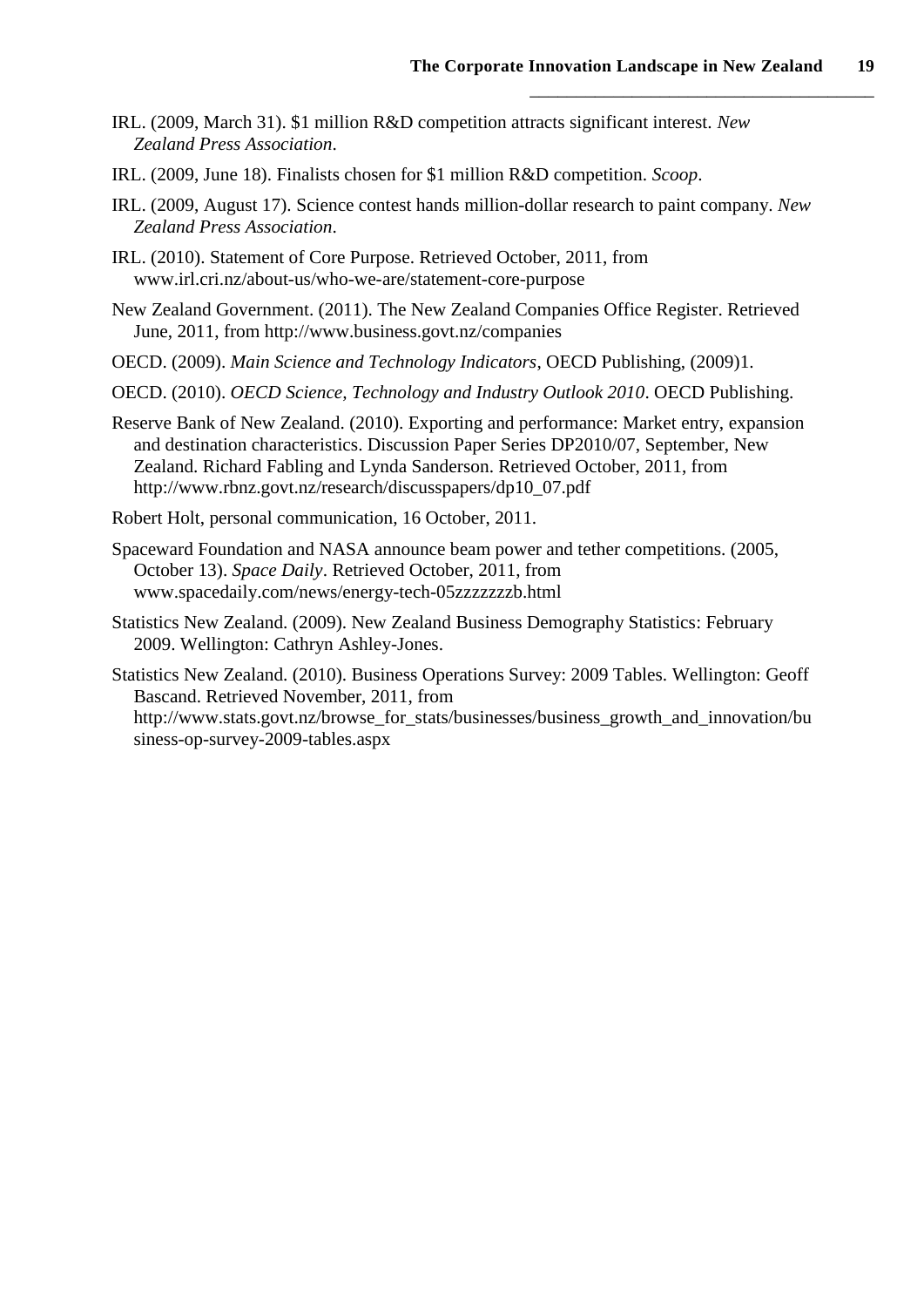IRL. (2009, March 31). $1 million R&D competition attracts significant interest. *New Zealand Press Association*.

IRL. (2009, June 18). Finalists chosen for $1 million R&D competition. *Scoop*.

IRL. (2009, August 17). Science contest hands million-dollar research to paint company. *New Zealand Press Association*.

IRL. (2010). Statement of Core Purpose. Retrieved October, 2011, from www.irl.cri.nz/about-us/who-we-are/statement-core-purpose

New Zealand Government. (2011). The New Zealand Companies Office Register. Retrieved June, 2011, from http://www.business.govt.nz/companies

OECD. (2009). *Main Science and Technology Indicators*, OECD Publishing, (2009)1.

OECD. (2010). *OECD Science, Technology and Industry Outlook 2010*. OECD Publishing.

Reserve Bank of New Zealand. (2010). Exporting and performance: Market entry, expansion and destination characteristics. Discussion Paper Series DP2010/07, September, New Zealand. Richard Fabling and Lynda Sanderson. Retrieved October, 2011, from http://www.rbnz.govt.nz/research/discusspapers/dp10_07.pdf

Robert Holt, personal communication, 16 October, 2011.

Spaceward Foundation and NASA announce beam power and tether competitions. (2005, October 13). *Space Daily*. Retrieved October, 2011, from www.spacedaily.com/news/energy-tech-05zzzzzzzb.html

Statistics New Zealand. (2009). New Zealand Business Demography Statistics: February 2009. Wellington: Cathryn Ashley-Jones.

Statistics New Zealand. (2010). Business Operations Survey: 2009 Tables. Wellington: Geoff Bascand. Retrieved November, 2011, from http://www.stats.govt.nz/browse_for_stats/businesses/business_growth_and_innovation/business-op-survey-2009-tables.aspx